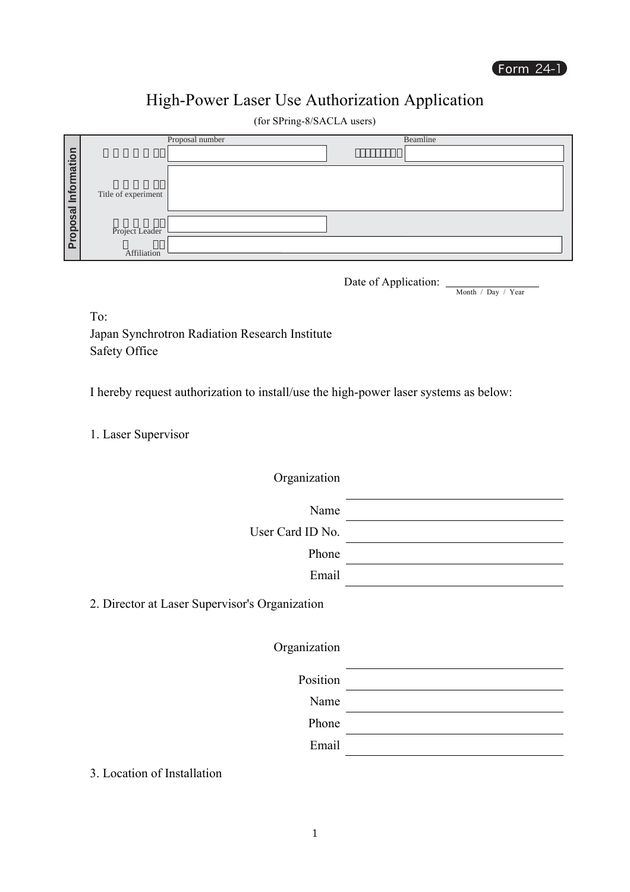Form 24-1

# High-Power Laser Use Authorization Application

(for SPring-8/SACLA users)

**Proposal Information**

| | | | |
|---|---|---|---|
| Proposal number | | Beamline | |
| Title of experiment | | | |
| Project Leader | | | |
| Affiliation | | | |

Date of Application: ________________
Month / Day / Year

To:
Japan Synchrotron Radiation Research Institute
Safety Office

I hereby request authorization to install/use the high-power laser systems as below:

1. Laser Supervisor

Organization ________________

Name ________________

User Card ID No. ________________

Phone ________________

Email ________________

2. Director at Laser Supervisor's Organization

Organization ________________

Position ________________

Name ________________

Phone ________________

Email ________________

3. Location of Installation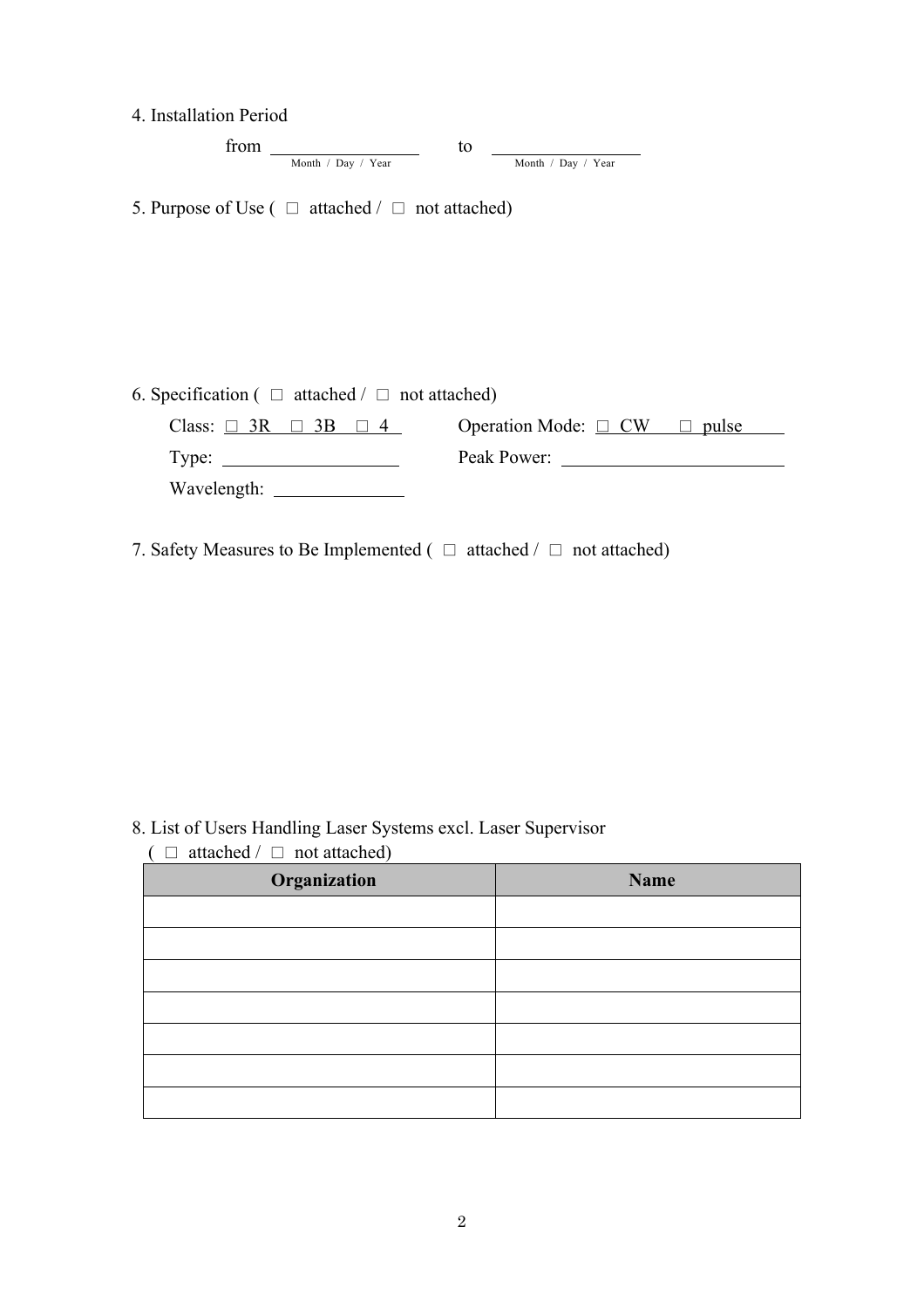4. Installation Period

from ________________ to ________________
Month / Day / Year Month / Day / Year

5. Purpose of Use ( □ attached / □ not attached)

6. Specification ( □ attached / □ not attached)

Class: □ 3R □ 3B □ 4 Operation Mode: □ CW □ pulse

Type: ____________________ Peak Power: ________________________

Wavelength: ______________

7. Safety Measures to Be Implemented ( □ attached / □ not attached)

8. List of Users Handling Laser Systems excl. Laser Supervisor
( □ attached / □ not attached)

| Organization | Name |
| --- | --- |
| | |
| | |
| | |
| | |
| | |
| | |
| | |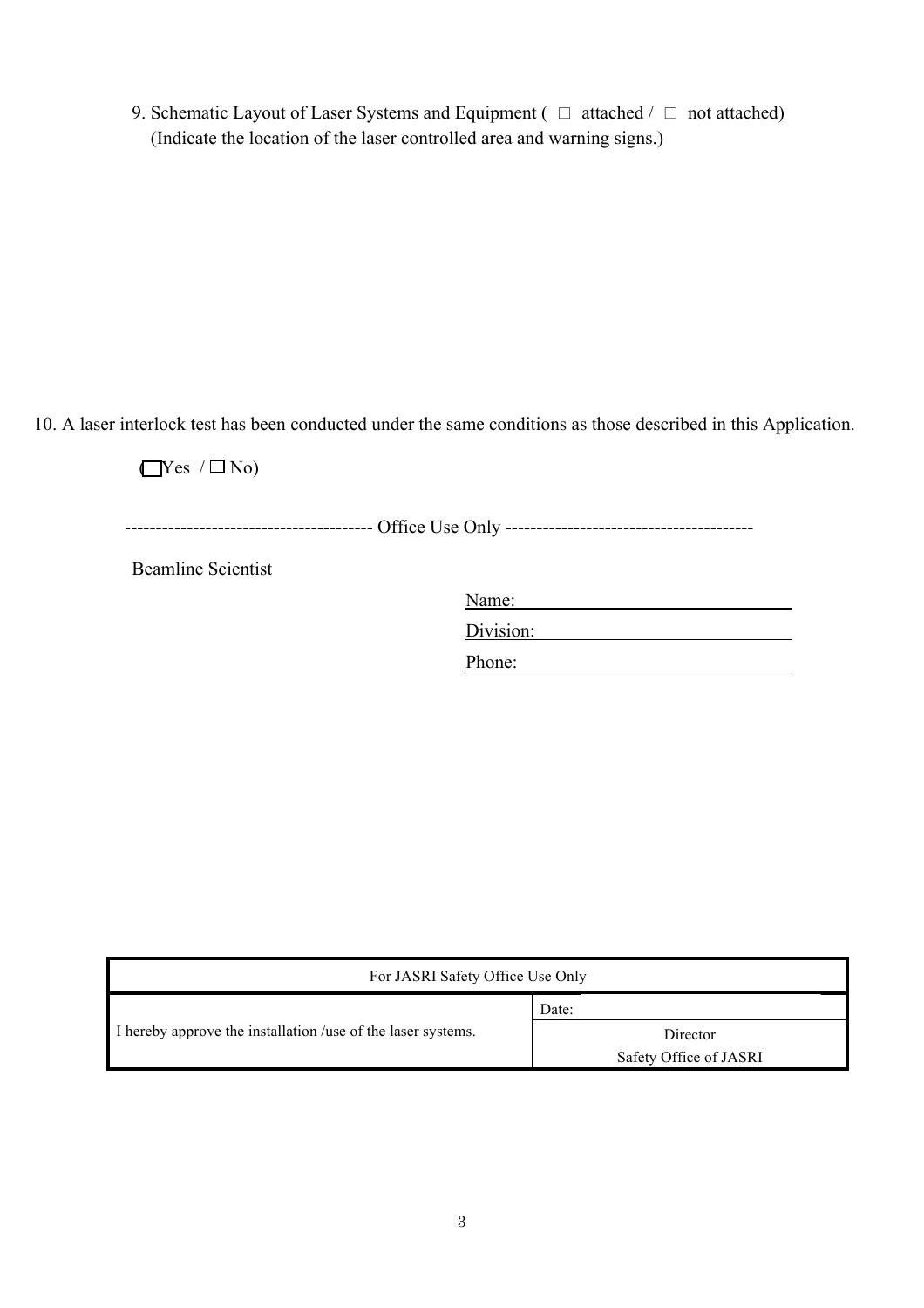9. Schematic Layout of Laser Systems and Equipment ( □ attached / □ not attached)
   (Indicate the location of the laser controlled area and warning signs.)

10. A laser interlock test has been conducted under the same conditions as those described in this Application.

    (□ Yes / □ No)

---------------------------------------- Office Use Only ----------------------------------------

Beamline Scientist

Name: \_\_\_\_\_\_\_\_\_\_\_\_\_\_\_\_\_\_\_\_\_\_\_\_\_\_\_\_

Division: \_\_\_\_\_\_\_\_\_\_\_\_\_\_\_\_\_\_\_\_\_\_\_\_\_\_\_\_

Phone: \_\_\_\_\_\_\_\_\_\_\_\_\_\_\_\_\_\_\_\_\_\_\_\_\_\_\_\_

| For JASRI Safety Office Use Only | |
|---|---|
| I hereby approve the installation /use of the laser systems. | Date: |
| | Director<br>Safety Office of JASRI |